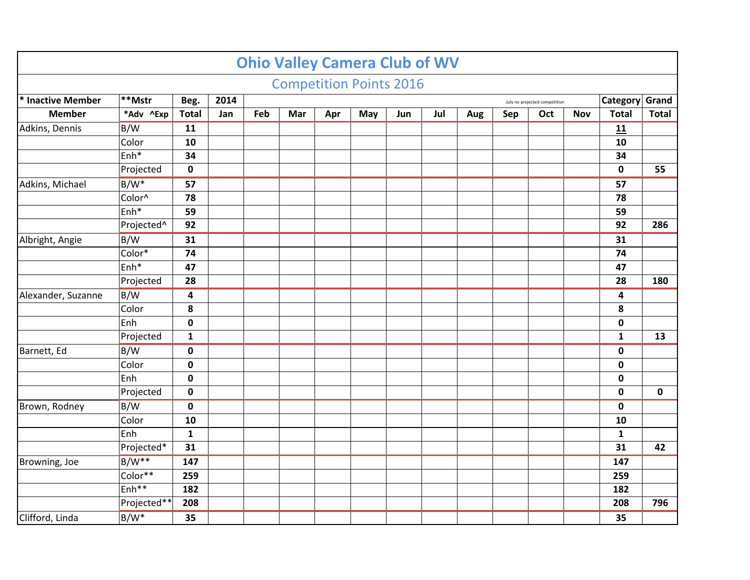# Ohio Valley Camera Club of WV

## Competition Points 2016

| * Inactive Member | **Mstr | Beg. | 2014 | | | | | | | | | July no projected competition | | Category | Grand |
|---|---|---|---|---|---|---|---|---|---|---|---|---|---|---|---|
| **Member** | ***Adv ^Exp** | **Total** | **Jan** | **Feb** | **Mar** | **Apr** | **May** | **Jun** | **Jul** | **Aug** | **Sep** | **Oct** | **Nov** | **Total** | **Total** |
| Adkins, Dennis | B/W | **11** | | | | | | | | | | | | **11** | |
| | Color | **10** | | | | | | | | | | | | **10** | |
| | Enh* | **34** | | | | | | | | | | | | **34** | |
| | Projected | **0** | | | | | | | | | | | | **0** | **55** |
| Adkins, Michael | B/W* | **57** | | | | | | | | | | | | **57** | |
| | Color^ | **78** | | | | | | | | | | | | **78** | |
| | Enh* | **59** | | | | | | | | | | | | **59** | |
| | Projected^ | **92** | | | | | | | | | | | | **92** | **286** |
| Albright, Angie | B/W | **31** | | | | | | | | | | | | **31** | |
| | Color* | **74** | | | | | | | | | | | | **74** | |
| | Enh* | **47** | | | | | | | | | | | | **47** | |
| | Projected | **28** | | | | | | | | | | | | **28** | **180** |
| Alexander, Suzanne | B/W | **4** | | | | | | | | | | | | **4** | |
| | Color | **8** | | | | | | | | | | | | **8** | |
| | Enh | **0** | | | | | | | | | | | | **0** | |
| | Projected | **1** | | | | | | | | | | | | **1** | **13** |
| Barnett, Ed | B/W | **0** | | | | | | | | | | | | **0** | |
| | Color | **0** | | | | | | | | | | | | **0** | |
| | Enh | **0** | | | | | | | | | | | | **0** | |
| | Projected | **0** | | | | | | | | | | | | **0** | **0** |
| Brown, Rodney | B/W | **0** | | | | | | | | | | | | **0** | |
| | Color | **10** | | | | | | | | | | | | **10** | |
| | Enh | **1** | | | | | | | | | | | | **1** | |
| | Projected* | **31** | | | | | | | | | | | | **31** | **42** |
| Browning, Joe | B/W** | **147** | | | | | | | | | | | | **147** | |
| | Color** | **259** | | | | | | | | | | | | **259** | |
| | Enh** | **182** | | | | | | | | | | | | **182** | |
| | Projected** | **208** | | | | | | | | | | | | **208** | **796** |
| Clifford, Linda | B/W* | **35** | | | | | | | | | | | | **35** | |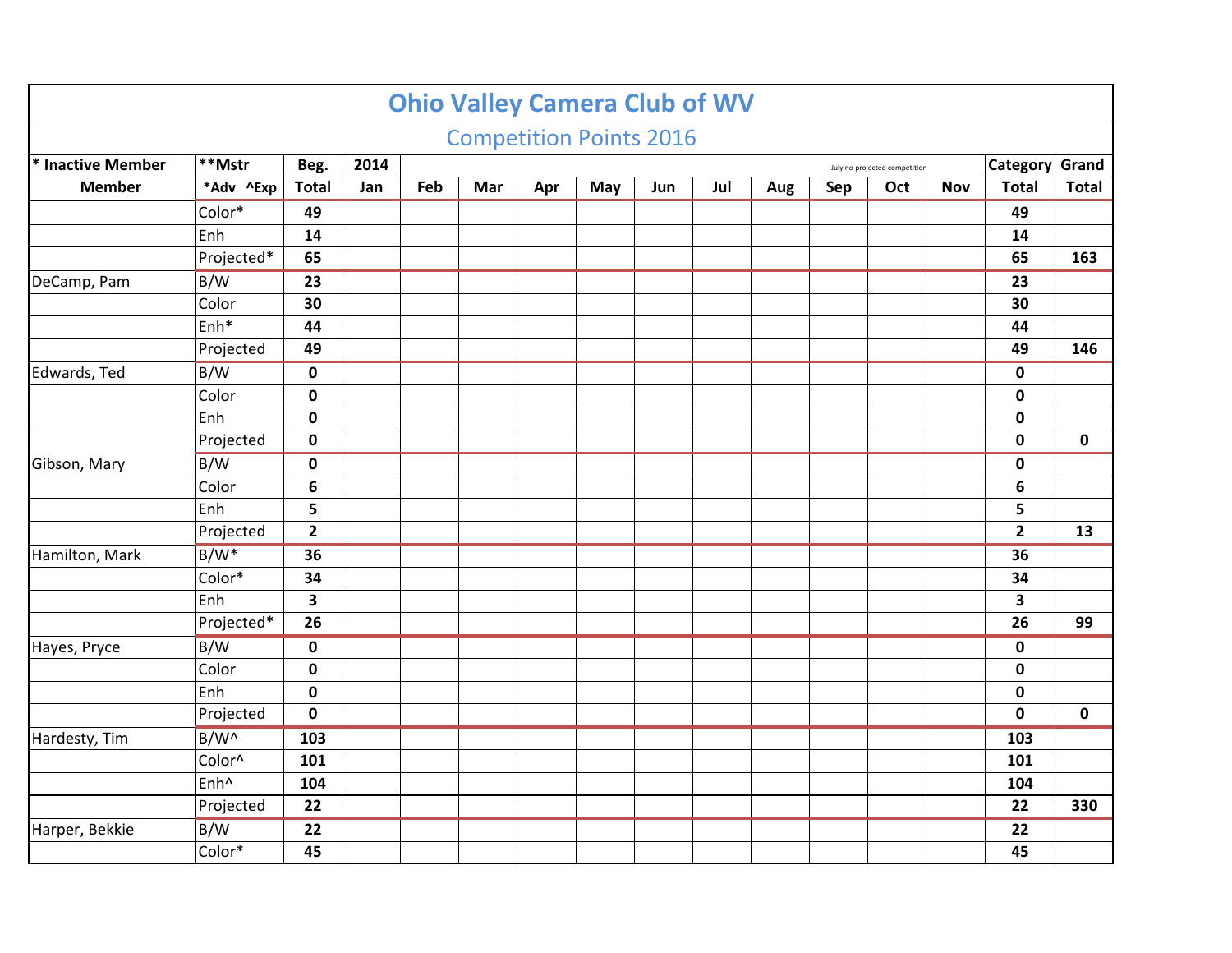# Ohio Valley Camera Club of WV

## Competition Points 2016

| * Inactive Member | **Mstr | Beg. | 2014 | | | | | | | July no projected competition | | | Category | Grand |
|---|---|---|---|---|---|---|---|---|---|---|---|---|---|---|
| **Member** | ***Adv ^Exp** | **Total** | **Jan** | **Feb** | **Mar** | **Apr** | **May** | **Jun** | **Jul** | **Aug** | **Sep** | **Oct** | **Nov** | **Total** |
| | Color* | **49** | | | | | | | | | | | | **49** | |
| | Enh | **14** | | | | | | | | | | | | **14** | |
| | Projected* | **65** | | | | | | | | | | | | **65** | **163** |
| DeCamp, Pam | B/W | **23** | | | | | | | | | | | | **23** | |
| | Color | **30** | | | | | | | | | | | | **30** | |
| | Enh* | **44** | | | | | | | | | | | | **44** | |
| | Projected | **49** | | | | | | | | | | | | **49** | **146** |
| Edwards, Ted | B/W | **0** | | | | | | | | | | | | **0** | |
| | Color | **0** | | | | | | | | | | | | **0** | |
| | Enh | **0** | | | | | | | | | | | | **0** | |
| | Projected | **0** | | | | | | | | | | | | **0** | **0** |
| Gibson, Mary | B/W | **0** | | | | | | | | | | | | **0** | |
| | Color | **6** | | | | | | | | | | | | **6** | |
| | Enh | **5** | | | | | | | | | | | | **5** | |
| | Projected | **2** | | | | | | | | | | | | **2** | **13** |
| Hamilton, Mark | B/W* | **36** | | | | | | | | | | | | **36** | |
| | Color* | **34** | | | | | | | | | | | | **34** | |
| | Enh | **3** | | | | | | | | | | | | **3** | |
| | Projected* | **26** | | | | | | | | | | | | **26** | **99** |
| Hayes, Pryce | B/W | **0** | | | | | | | | | | | | **0** | |
| | Color | **0** | | | | | | | | | | | | **0** | |
| | Enh | **0** | | | | | | | | | | | | **0** | |
| | Projected | **0** | | | | | | | | | | | | **0** | **0** |
| Hardesty, Tim | B/W^ | **103** | | | | | | | | | | | | **103** | |
| | Color^ | **101** | | | | | | | | | | | | **101** | |
| | Enh^ | **104** | | | | | | | | | | | | **104** | |
| | Projected | **22** | | | | | | | | | | | | **22** | **330** |
| Harper, Bekkie | B/W | **22** | | | | | | | | | | | | **22** | |
| | Color* | **45** | | | | | | | | | | | | **45** | |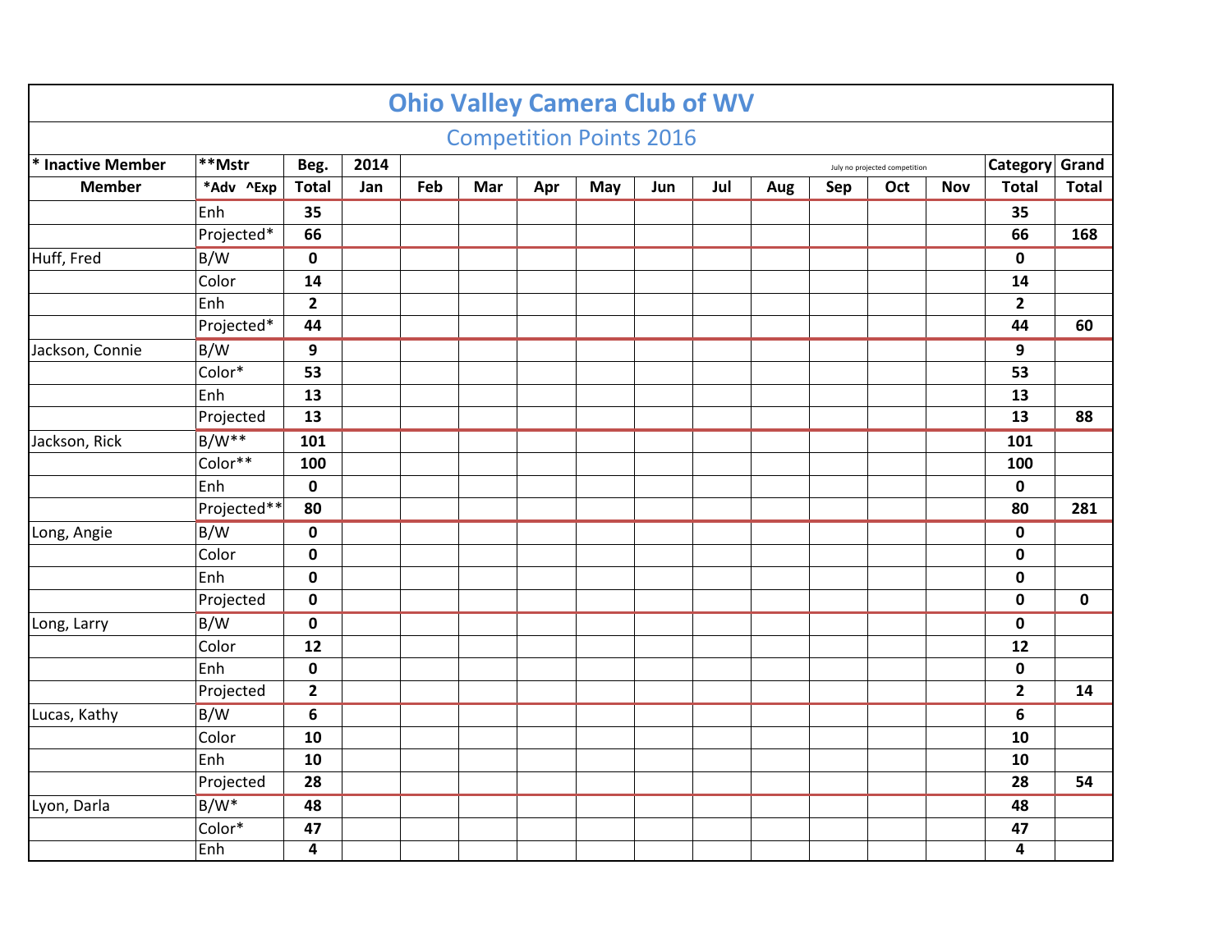# Ohio Valley Camera Club of WV

## Competition Points 2016

| * Inactive Member | **Mstr | Beg. | 2014 | | | | | | | | July no projected competition | | | Category | Grand |
|---|---|---|---|---|---|---|---|---|---|---|---|---|---|---|---|
| Member | *Adv ^Exp | Total | Jan | Feb | Mar | Apr | May | Jun | Jul | Aug | Sep | Oct | Nov | Total | Total |
| | Enh | 35 | | | | | | | | | | | | 35 | |
| | Projected* | 66 | | | | | | | | | | | | 66 | 168 |
| Huff, Fred | B/W | 0 | | | | | | | | | | | | 0 | |
| | Color | 14 | | | | | | | | | | | | 14 | |
| | Enh | 2 | | | | | | | | | | | | 2 | |
| | Projected* | 44 | | | | | | | | | | | | 44 | 60 |
| Jackson, Connie | B/W | 9 | | | | | | | | | | | | 9 | |
| | Color* | 53 | | | | | | | | | | | | 53 | |
| | Enh | 13 | | | | | | | | | | | | 13 | |
| | Projected | 13 | | | | | | | | | | | | 13 | 88 |
| Jackson, Rick | B/W** | 101 | | | | | | | | | | | | 101 | |
| | Color** | 100 | | | | | | | | | | | | 100 | |
| | Enh | 0 | | | | | | | | | | | | 0 | |
| | Projected** | 80 | | | | | | | | | | | | 80 | 281 |
| Long, Angie | B/W | 0 | | | | | | | | | | | | 0 | |
| | Color | 0 | | | | | | | | | | | | 0 | |
| | Enh | 0 | | | | | | | | | | | | 0 | |
| | Projected | 0 | | | | | | | | | | | | 0 | 0 |
| Long, Larry | B/W | 0 | | | | | | | | | | | | 0 | |
| | Color | 12 | | | | | | | | | | | | 12 | |
| | Enh | 0 | | | | | | | | | | | | 0 | |
| | Projected | 2 | | | | | | | | | | | | 2 | 14 |
| Lucas, Kathy | B/W | 6 | | | | | | | | | | | | 6 | |
| | Color | 10 | | | | | | | | | | | | 10 | |
| | Enh | 10 | | | | | | | | | | | | 10 | |
| | Projected | 28 | | | | | | | | | | | | 28 | 54 |
| Lyon, Darla | B/W* | 48 | | | | | | | | | | | | 48 | |
| | Color* | 47 | | | | | | | | | | | | 47 | |
| | Enh | 4 | | | | | | | | | | | | 4 | |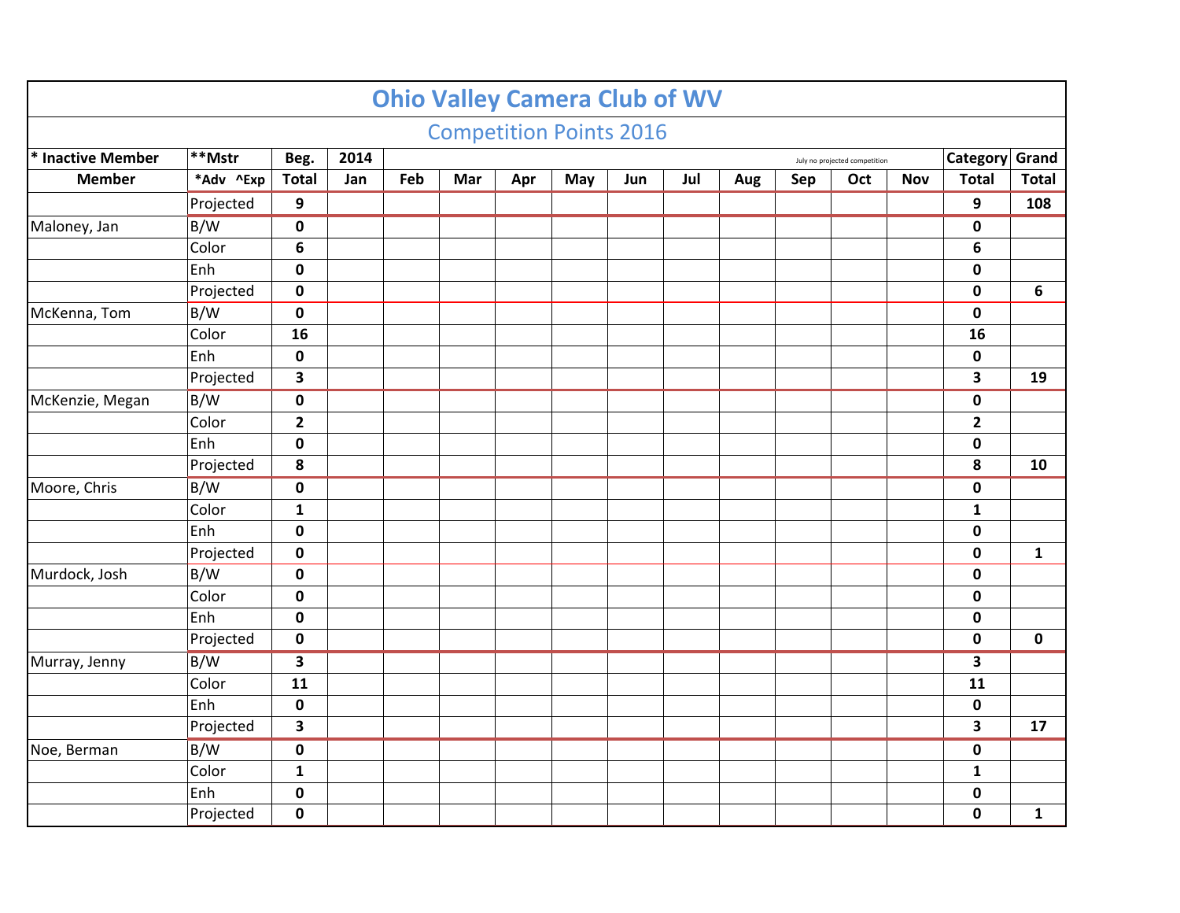# Ohio Valley Camera Club of WV

## Competition Points 2016

| * Inactive Member | **Mstr | Beg. | 2014 | | | | | | | | July no projected competition | | | Category | Grand |
|---|---|---|---|---|---|---|---|---|---|---|---|---|---|---|---|
| Member | *Adv ^Exp | Total | Jan | Feb | Mar | Apr | May | Jun | Jul | Aug | Sep | Oct | Nov | Total | Total |
| | Projected | 9 | | | | | | | | | | | | 9 | 108 |
| Maloney, Jan | B/W | 0 | | | | | | | | | | | | 0 | |
| | Color | 6 | | | | | | | | | | | | 6 | |
| | Enh | 0 | | | | | | | | | | | | 0 | |
| | Projected | 0 | | | | | | | | | | | | 0 | 6 |
| McKenna, Tom | B/W | 0 | | | | | | | | | | | | 0 | |
| | Color | 16 | | | | | | | | | | | | 16 | |
| | Enh | 0 | | | | | | | | | | | | 0 | |
| | Projected | 3 | | | | | | | | | | | | 3 | 19 |
| McKenzie, Megan | B/W | 0 | | | | | | | | | | | | 0 | |
| | Color | 2 | | | | | | | | | | | | 2 | |
| | Enh | 0 | | | | | | | | | | | | 0 | |
| | Projected | 8 | | | | | | | | | | | | 8 | 10 |
| Moore, Chris | B/W | 0 | | | | | | | | | | | | 0 | |
| | Color | 1 | | | | | | | | | | | | 1 | |
| | Enh | 0 | | | | | | | | | | | | 0 | |
| | Projected | 0 | | | | | | | | | | | | 0 | 1 |
| Murdock, Josh | B/W | 0 | | | | | | | | | | | | 0 | |
| | Color | 0 | | | | | | | | | | | | 0 | |
| | Enh | 0 | | | | | | | | | | | | 0 | |
| | Projected | 0 | | | | | | | | | | | | 0 | 0 |
| Murray, Jenny | B/W | 3 | | | | | | | | | | | | 3 | |
| | Color | 11 | | | | | | | | | | | | 11 | |
| | Enh | 0 | | | | | | | | | | | | 0 | |
| | Projected | 3 | | | | | | | | | | | | 3 | 17 |
| Noe, Berman | B/W | 0 | | | | | | | | | | | | 0 | |
| | Color | 1 | | | | | | | | | | | | 1 | |
| | Enh | 0 | | | | | | | | | | | | 0 | |
| | Projected | 0 | | | | | | | | | | | | 0 | 1 |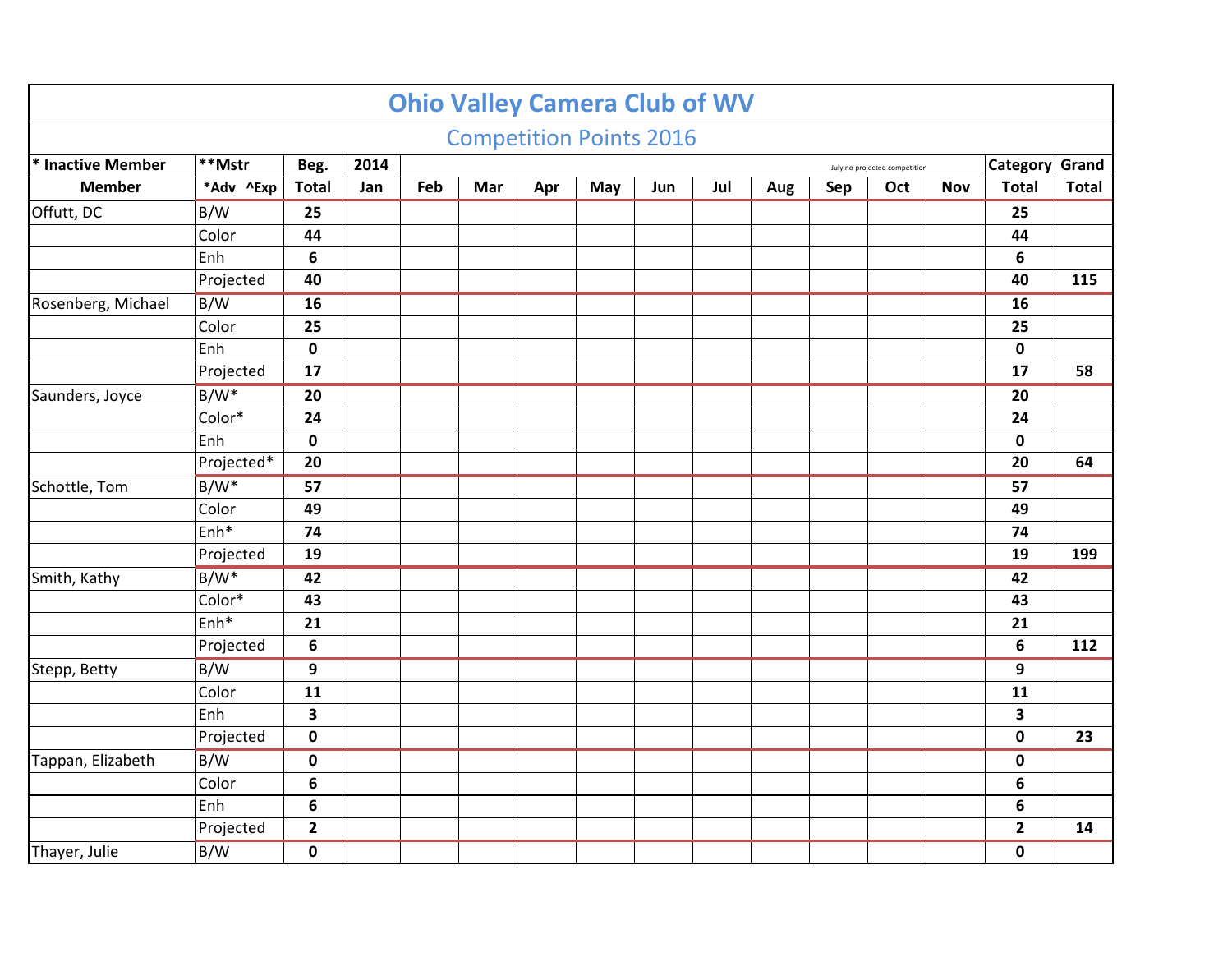# Ohio Valley Camera Club of WV

## Competition Points 2016

| * Inactive Member | **Mstr | Beg. | 2014 | | | | | | | | | July no projected competition | | Category | Grand |
|---|---|---|---|---|---|---|---|---|---|---|---|---|---|---|---|
| **Member** | ***Adv ^Exp** | **Total** | **Jan** | **Feb** | **Mar** | **Apr** | **May** | **Jun** | **Jul** | **Aug** | **Sep** | **Oct** | **Nov** | **Total** | **Total** |
| Offutt, DC | B/W | **25** | | | | | | | | | | | | **25** | |
| | Color | **44** | | | | | | | | | | | | **44** | |
| | Enh | **6** | | | | | | | | | | | | **6** | |
| | Projected | **40** | | | | | | | | | | | | **40** | **115** |
| Rosenberg, Michael | B/W | **16** | | | | | | | | | | | | **16** | |
| | Color | **25** | | | | | | | | | | | | **25** | |
| | Enh | **0** | | | | | | | | | | | | **0** | |
| | Projected | **17** | | | | | | | | | | | | **17** | **58** |
| Saunders, Joyce | B/W* | **20** | | | | | | | | | | | | **20** | |
| | Color* | **24** | | | | | | | | | | | | **24** | |
| | Enh | **0** | | | | | | | | | | | | **0** | |
| | Projected* | **20** | | | | | | | | | | | | **20** | **64** |
| Schottle, Tom | B/W* | **57** | | | | | | | | | | | | **57** | |
| | Color | **49** | | | | | | | | | | | | **49** | |
| | Enh* | **74** | | | | | | | | | | | | **74** | |
| | Projected | **19** | | | | | | | | | | | | **19** | **199** |
| Smith, Kathy | B/W* | **42** | | | | | | | | | | | | **42** | |
| | Color* | **43** | | | | | | | | | | | | **43** | |
| | Enh* | **21** | | | | | | | | | | | | **21** | |
| | Projected | **6** | | | | | | | | | | | | **6** | **112** |
| Stepp, Betty | B/W | **9** | | | | | | | | | | | | **9** | |
| | Color | **11** | | | | | | | | | | | | **11** | |
| | Enh | **3** | | | | | | | | | | | | **3** | |
| | Projected | **0** | | | | | | | | | | | | **0** | **23** |
| Tappan, Elizabeth | B/W | **0** | | | | | | | | | | | | **0** | |
| | Color | **6** | | | | | | | | | | | | **6** | |
| | Enh | **6** | | | | | | | | | | | | **6** | |
| | Projected | **2** | | | | | | | | | | | | **2** | **14** |
| Thayer, Julie | B/W | **0** | | | | | | | | | | | | **0** | |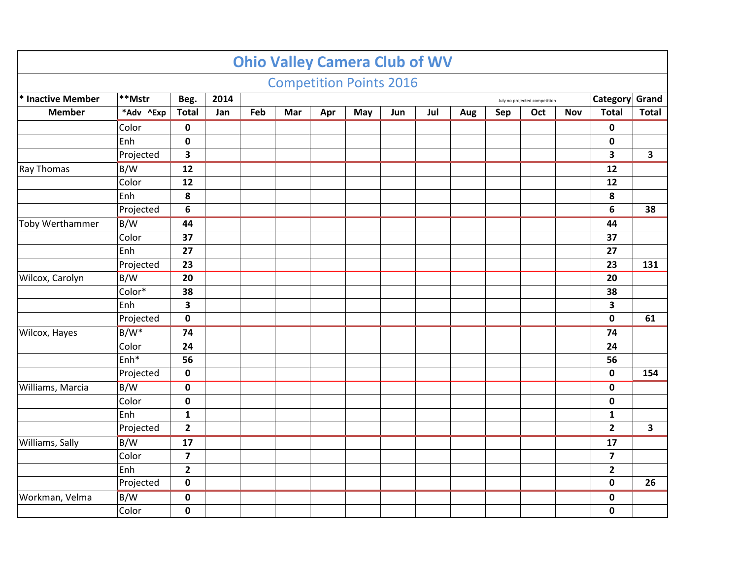# Ohio Valley Camera Club of WV

## Competition Points 2016

| * Inactive Member | **Mstr | Beg. | 2014 | | | | | | | | July no projected competition | | | Category | Grand |
|---|---|---|---|---|---|---|---|---|---|---|---|---|---|---|---|
| Member | *Adv ^Exp | Total | Jan | Feb | Mar | Apr | May | Jun | Jul | Aug | Sep | Oct | Nov | Total | Total |
| | Color | 0 | | | | | | | | | | | | 0 | |
| | Enh | 0 | | | | | | | | | | | | 0 | |
| | Projected | 3 | | | | | | | | | | | | 3 | 3 |
| Ray Thomas | B/W | 12 | | | | | | | | | | | | 12 | |
| | Color | 12 | | | | | | | | | | | | 12 | |
| | Enh | 8 | | | | | | | | | | | | 8 | |
| | Projected | 6 | | | | | | | | | | | | 6 | 38 |
| Toby Werthammer | B/W | 44 | | | | | | | | | | | | 44 | |
| | Color | 37 | | | | | | | | | | | | 37 | |
| | Enh | 27 | | | | | | | | | | | | 27 | |
| | Projected | 23 | | | | | | | | | | | | 23 | 131 |
| Wilcox, Carolyn | B/W | 20 | | | | | | | | | | | | 20 | |
| | Color* | 38 | | | | | | | | | | | | 38 | |
| | Enh | 3 | | | | | | | | | | | | 3 | |
| | Projected | 0 | | | | | | | | | | | | 0 | 61 |
| Wilcox, Hayes | B/W* | 74 | | | | | | | | | | | | 74 | |
| | Color | 24 | | | | | | | | | | | | 24 | |
| | Enh* | 56 | | | | | | | | | | | | 56 | |
| | Projected | 0 | | | | | | | | | | | | 0 | 154 |
| Williams, Marcia | B/W | 0 | | | | | | | | | | | | 0 | |
| | Color | 0 | | | | | | | | | | | | 0 | |
| | Enh | 1 | | | | | | | | | | | | 1 | |
| | Projected | 2 | | | | | | | | | | | | 2 | 3 |
| Williams, Sally | B/W | 17 | | | | | | | | | | | | 17 | |
| | Color | 7 | | | | | | | | | | | | 7 | |
| | Enh | 2 | | | | | | | | | | | | 2 | |
| | Projected | 0 | | | | | | | | | | | | 0 | 26 |
| Workman, Velma | B/W | 0 | | | | | | | | | | | | 0 | |
| | Color | 0 | | | | | | | | | | | | 0 | |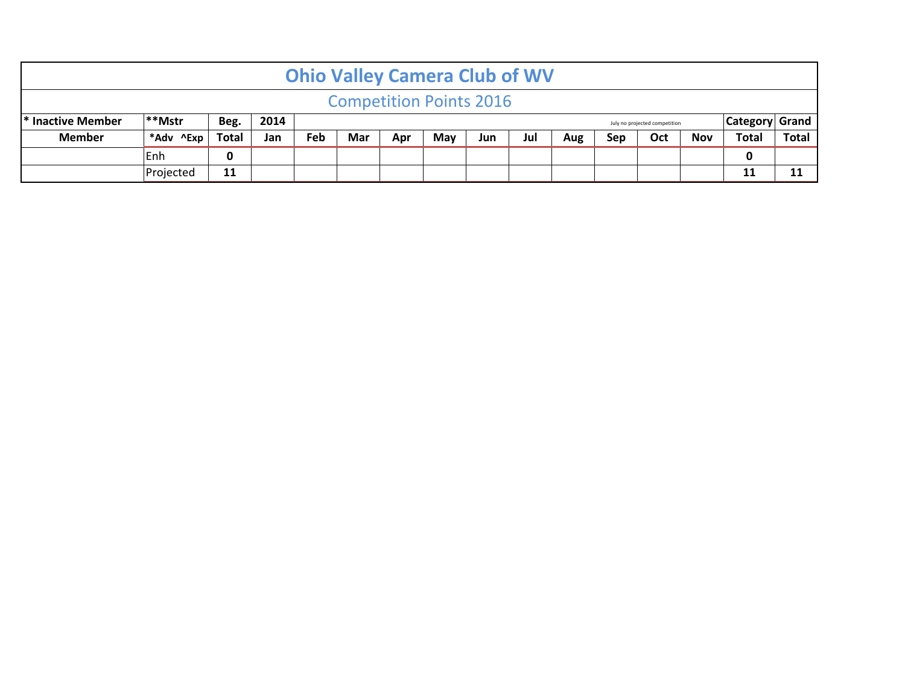# Ohio Valley Camera Club of WV

## Competition Points 2016

| * Inactive Member | **Mstr | Beg. | 2014 | | | | | | | | | July no projected competition | | Category | Grand |
|---|---|---|---|---|---|---|---|---|---|---|---|---|---|---|---|
| Member | *Adv ^Exp | Total | Jan | Feb | Mar | Apr | May | Jun | Jul | Aug | Sep | Oct | Nov | Total | Total |
| | Enh | 0 | | | | | | | | | | | | 0 | |
| | Projected | 11 | | | | | | | | | | | | 11 | 11 |